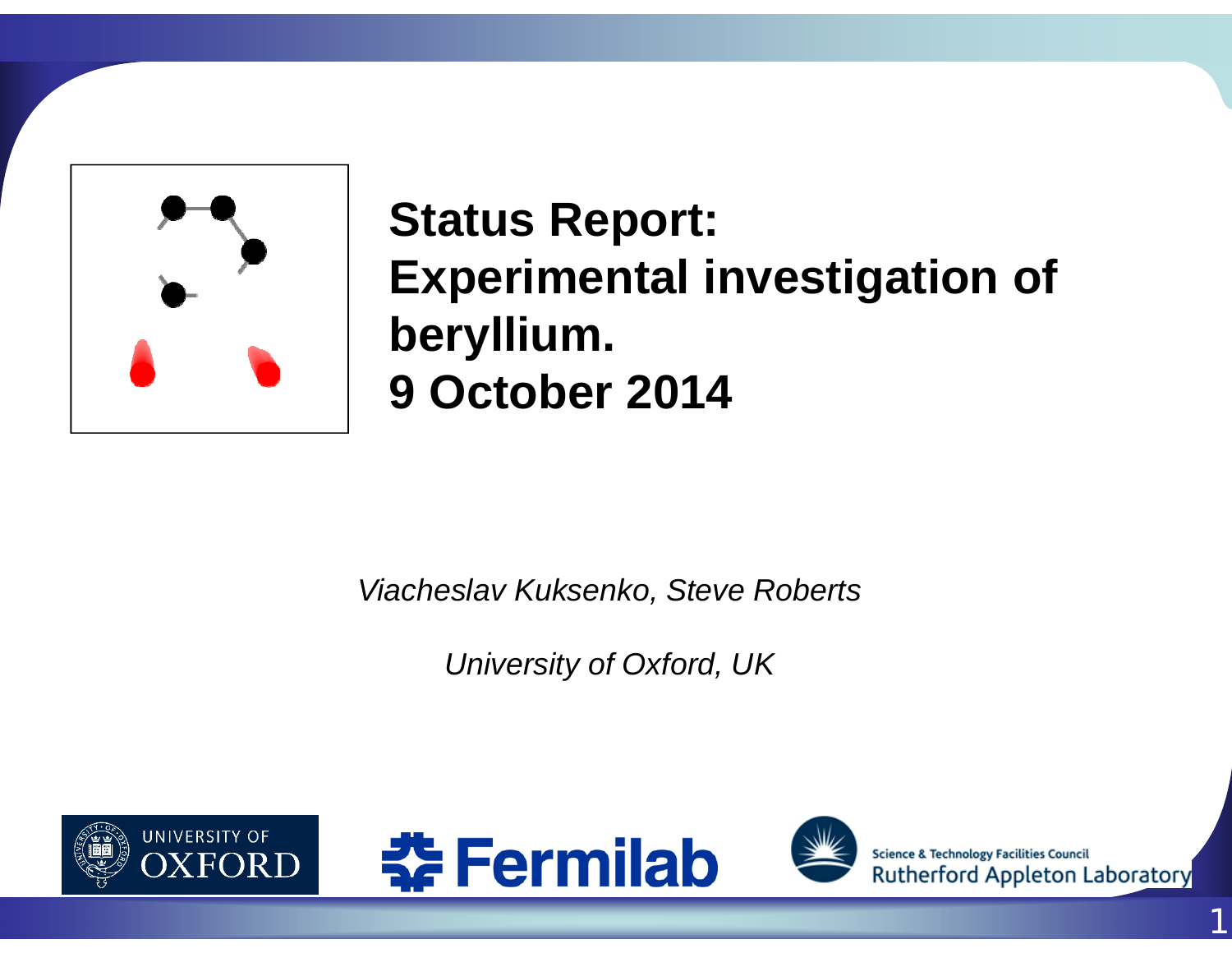# Status Report: Experimental investigation of beryllium. 9 October 2014

*Viacheslav Kuksenko, Steve Roberts*

*University of Oxford, UK*

UNIVERSITY OF OXFORD

Fermilab

Science & Technology Facilities Council
Rutherford Appleton Laboratory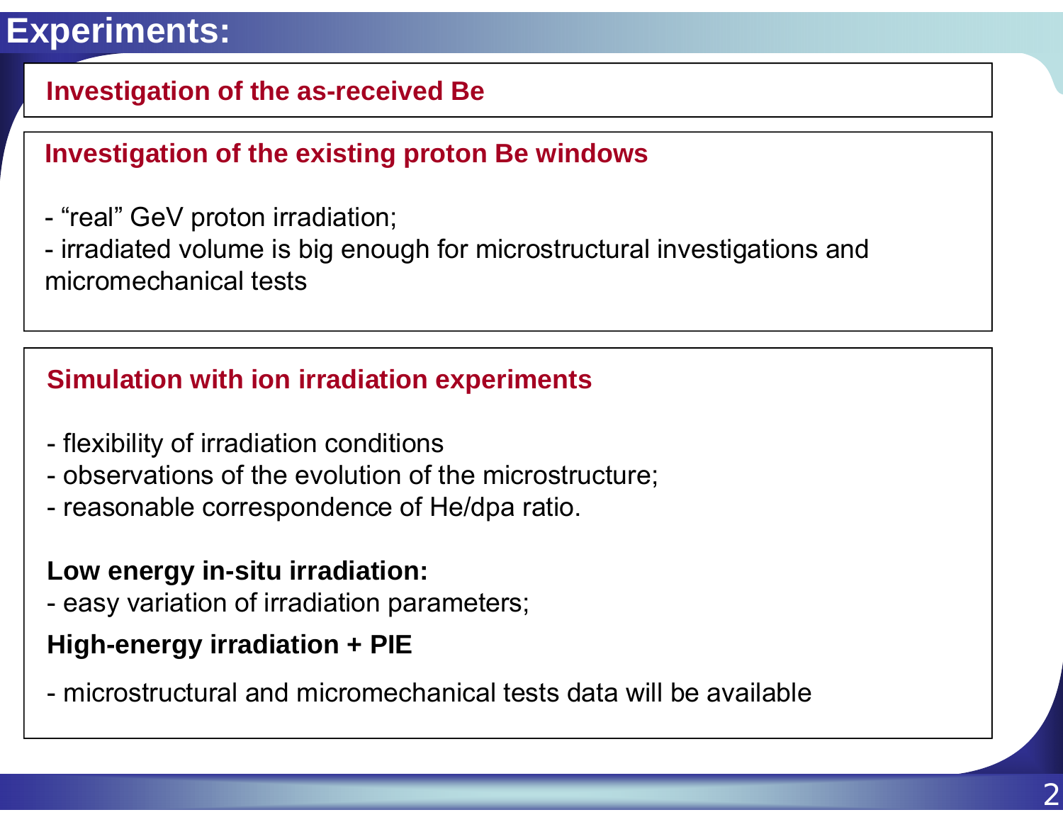# Experiments:

## Investigation of the as-received Be

## Investigation of the existing proton Be windows

- “real” GeV proton irradiation;
- irradiated volume is big enough for microstructural investigations and micromechanical tests

## Simulation with ion irradiation experiments

- flexibility of irradiation conditions
- observations of the evolution of the microstructure;
- reasonable correspondence of He/dpa ratio.

**Low energy in-situ irradiation:**

- easy variation of irradiation parameters;

**High-energy irradiation + PIE**

- microstructural and micromechanical tests data will be available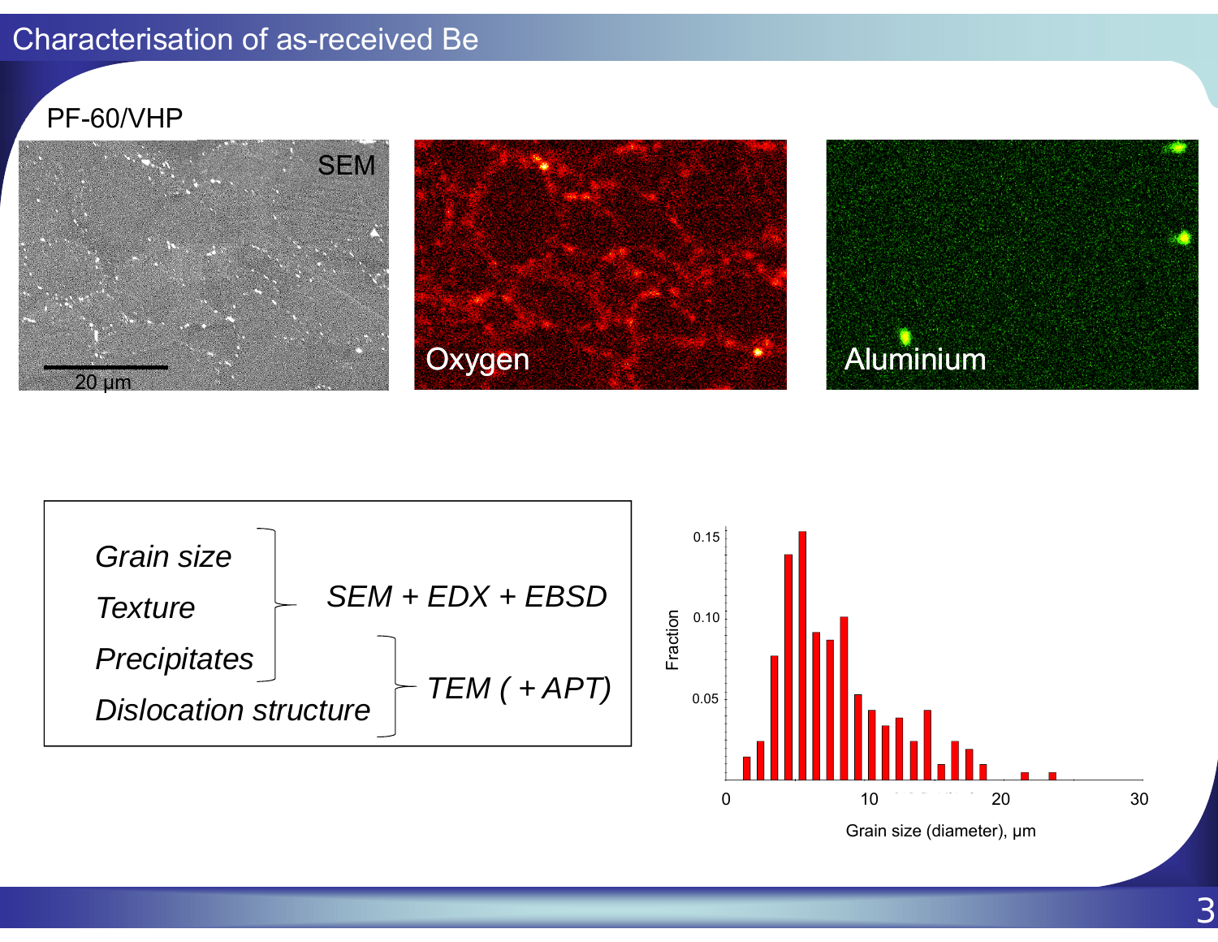# Characterisation of as-received Be

PF-60/VHP

SEM

20 μm

Oxygen

Aluminium

*Grain size*
*Texture*
*Precipitates*
*Dislocation structure*

*SEM + EDX + EBSD* (Grain size, Texture, Precipitates)

*TEM ( + APT)* (Precipitates, Dislocation structure)

Fraction

Grain size (diameter), μm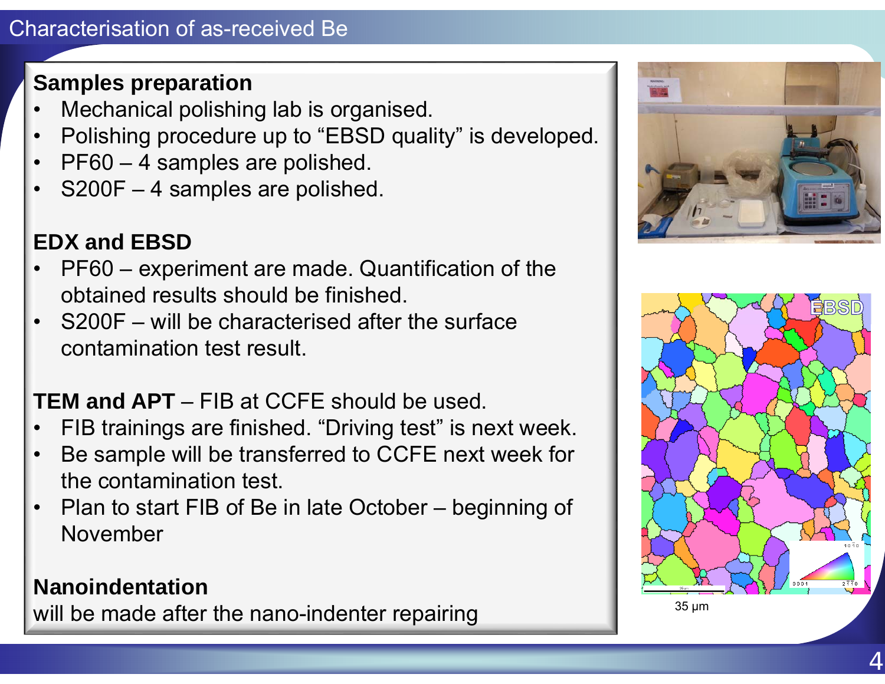# Characterisation of as-received Be

**Samples preparation**

- Mechanical polishing lab is organised.
- Polishing procedure up to "EBSD quality" is developed.
- PF60 – 4 samples are polished.
- S200F – 4 samples are polished.

**EDX and EBSD**

- PF60 – experiment are made. Quantification of the obtained results should be finished.
- S200F – will be characterised after the surface contamination test result.

**TEM and APT** – FIB at CCFE should be used.

- FIB trainings are finished. "Driving test" is next week.
- Be sample will be transferred to CCFE next week for the contamination test.
- Plan to start FIB of Be in late October – beginning of November

**Nanoindentation**

will be made after the nano-indenter repairing

35 μm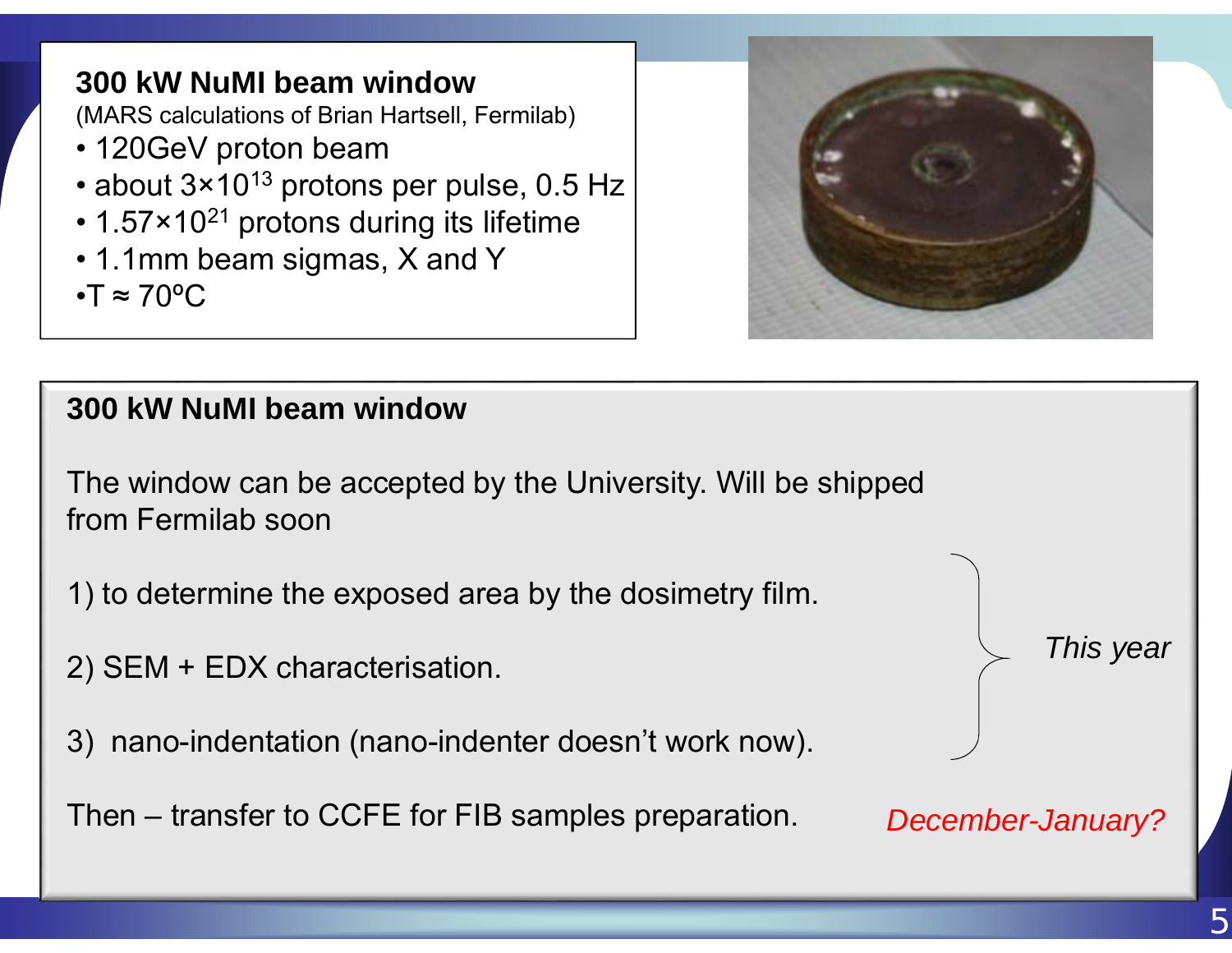**300 kW NuMI beam window**

(MARS calculations of Brian Hartsell, Fermilab)

- 120GeV proton beam
- about $3 \times 10^{13}$ protons per pulse, 0.5 Hz
- $1.57 \times 10^{21}$ protons during its lifetime
- 1.1mm beam sigmas, X and Y
- T ≈ 70ºC

**300 kW NuMI beam window**

The window can be accepted by the University. Will be shipped from Fermilab soon

1) to determine the exposed area by the dosimetry film.

2) SEM + EDX characterisation.

3) nano-indentation (nano-indenter doesn't work now).

*This year* (items 1–3)

Then – transfer to CCFE for FIB samples preparation. *December-January?*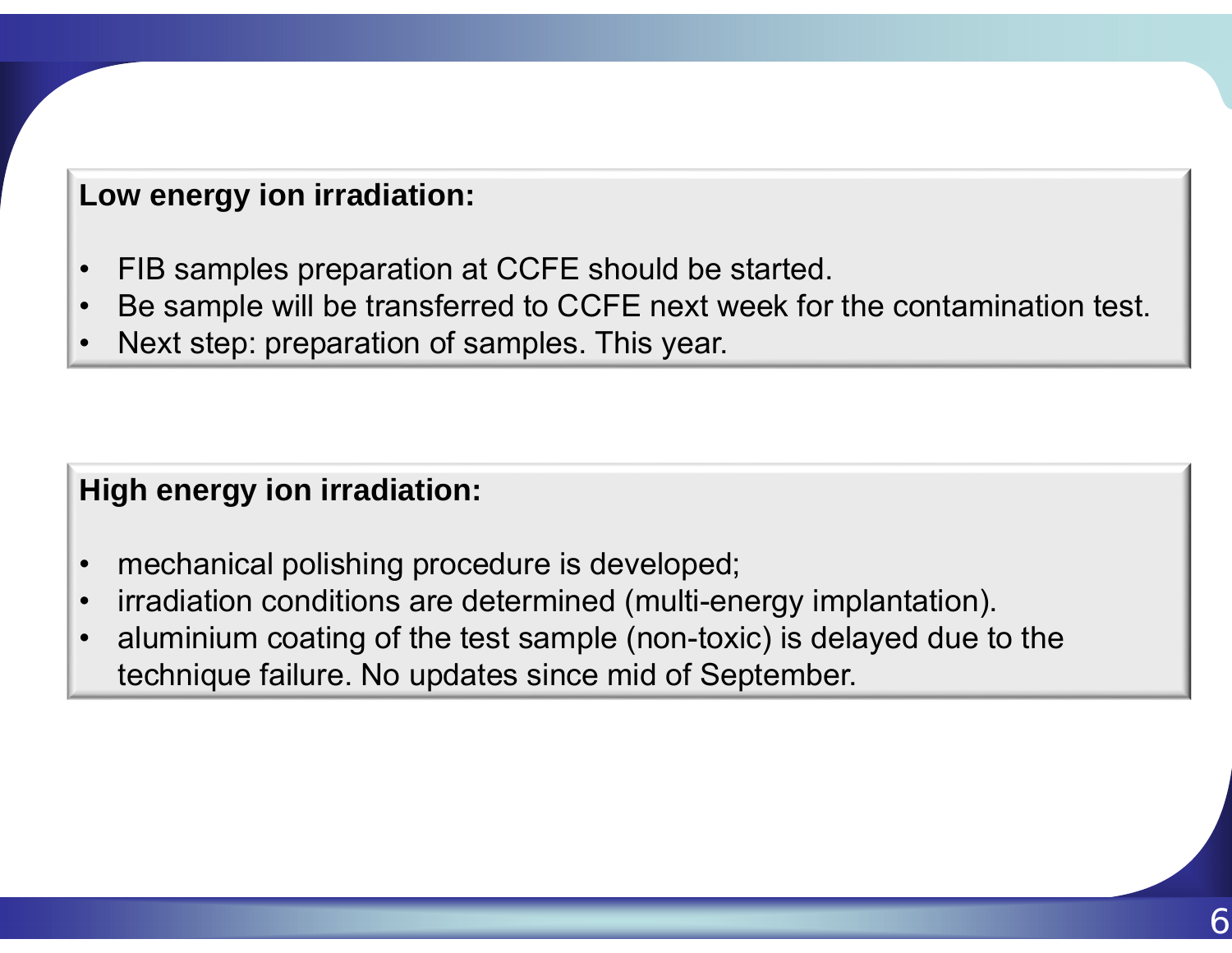**Low energy ion irradiation:**

- FIB samples preparation at CCFE should be started.
- Be sample will be transferred to CCFE next week for the contamination test.
- Next step: preparation of samples. This year.

**High energy ion irradiation:**

- mechanical polishing procedure is developed;
- irradiation conditions are determined (multi-energy implantation).
- aluminium coating of the test sample (non-toxic) is delayed due to the technique failure. No updates since mid of September.